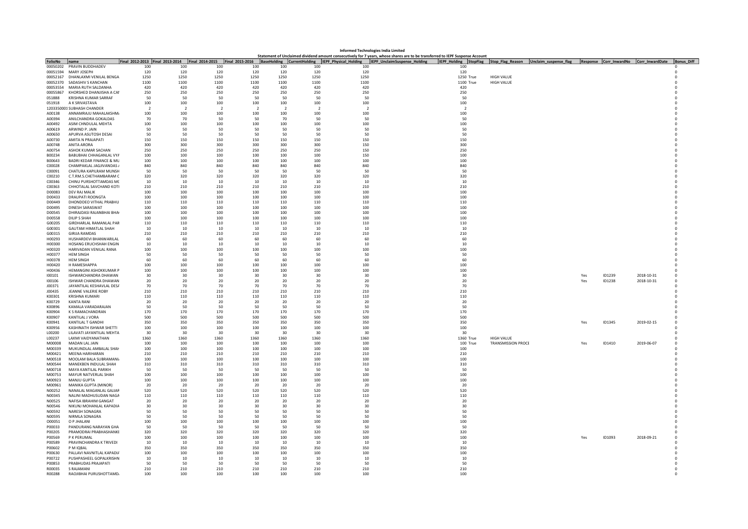# Informed Technologies India Limited

## Statement of Unclaimed dividend amount consecutively for 7 years, whose shares are to be transferred to IEPF Suspense Account

| FolioNo | name | Final 2012-2013 | Final 2013-2014 | Final 2014-2015 | Final 2015-2016 | BaseHolding | CurrentHolding | IEPF_Physical_Holding | IEPF_UnclaimSuspense_Holding | IEPF_Holding | StopFlag | Stop_Flag_Reason | Unclaim_suspense_flag | Response | Corr_InwardNo | Corr_InwardDate | Bonus_Diff |
|---|---|---|---|---|---|---|---|---|---|---|---|---|---|---|---|---|---|
| 00050202 | PRAVIN BUDDHADEV | 100 | 100 | 100 | 100 | 100 | 100 | 100 | | 100 | | | | | | | 0 |
| 00051594 | MARY JOSEPH | 120 | 120 | 120 | 120 | 120 | 120 | 120 | | 120 | | | | | | | 0 |
| 00052167 | DHANLAXMI VENILAL BENGA | 1250 | 1250 | 1250 | 1250 | 1250 | 1250 | 1250 | | 1250 | True | HIGH VALUE | | | | | 0 |
| 00052370 | SADASHIV S KANCHAN | 1100 | 1100 | 1100 | 1100 | 1100 | 1100 | 1100 | | 1100 | True | HIGH VALUE | | | | | 0 |
| 00053554 | MARIA RUTH SALDANHA | 420 | 420 | 420 | 420 | 420 | 420 | 420 | | 420 | | | | | | | 0 |
| 00055867 | KHORSHED DHANJISHA A CAI | 250 | 250 | 250 | 250 | 250 | 250 | 250 | | 250 | | | | | | | 0 |
| 051888 | KRISHNA KUMAR SARRAF | 50 | 50 | 50 | 50 | 50 | 50 | 50 | | 50 | | | | | | | 0 |
| 051918 | A K SRIVASTAVA | 100 | 100 | 100 | 100 | 100 | 100 | 100 | | 100 | | | | | | | 0 |
| 12033500001 | SUBHASH CHANDER | 2 | 2 | 2 | 2 | 2 | 2 | 2 | | 2 | | | | | | | 0 |
| A00138 | ANNAMRAJU MAHALAKSHM | 100 | 100 | 100 | 100 | 100 | 100 | 100 | | 100 | | | | | | | 0 |
| A00394 | ANILCHANDRA GOKALDAS | 70 | 70 | 50 | 50 | 70 | 50 | 50 | | 50 | | | | | | | 0 |
| A00492 | ASIM CHNDULAL MEHTA | 100 | 100 | 100 | 100 | 100 | 100 | 100 | | 100 | | | | | | | 0 |
| A00619 | ARWIND P. JAIN | 50 | 50 | 50 | 50 | 50 | 50 | 50 | | 50 | | | | | | | 0 |
| A00650 | APURVA ASUTOSH DESAI | 50 | 50 | 50 | 50 | 50 | 50 | 50 | | 50 | | | | | | | 0 |
| A00730 | AMITA N PRAJAPATI | 150 | 150 | 150 | 150 | 150 | 150 | 150 | | 150 | | | | | | | 0 |
| A00748 | ANITA ARORA | 300 | 300 | 300 | 300 | 300 | 300 | 150 | | 300 | | | | | | | 0 |
| A00754 | ASHOK KUMAR SACHAN | 250 | 250 | 250 | 250 | 250 | 250 | 150 | | 250 | | | | | | | 0 |
| B00234 | BABUBHAI CHHAGANLAL VYA | 100 | 100 | 100 | 100 | 100 | 100 | 150 | | 100 | | | | | | | 0 |
| B00643 | BADRI KEDAR FINANCE & MU | 100 | 100 | 100 | 100 | 100 | 100 | 100 | | 100 | | | | | | | 0 |
| C00028 | CHAMPAKLAL JAGJIVANDAS | 840 | 840 | 840 | 840 | 840 | 840 | 840 | | 840 | | | | | | | 0 |
| C00091 | CHATURA KAPILRAM MUNSH | 50 | 50 | 50 | 50 | 50 | 50 | 50 | | 50 | | | | | | | 0 |
| C00210 | C.T.RM.S.CHETHAMBARAM C | 320 | 320 | 320 | 320 | 320 | 320 | 320 | | 320 | | | | | | | 0 |
| C00346 | CHINU PURSHOTTAMDAS MC | 10 | 10 | 10 | 10 | 10 | 10 | 10 | | 10 | | | | | | | 0 |
| C00363 | CHHOTALAL SAVCHAND KOTI | 210 | 210 | 210 | 210 | 210 | 210 | 210 | | 210 | | | | | | | 0 |
| D00083 | DEV RAJ MALIK | 100 | 100 | 100 | 100 | 100 | 100 | 100 | | 100 | | | | | | | 0 |
| D00433 | DRAUPATI ROONGTA | 100 | 100 | 100 | 100 | 100 | 100 | 100 | | 100 | | | | | | | 0 |
| D00449 | DHONDDEO VITHAL PRABHU | 110 | 110 | 110 | 110 | 110 | 110 | 110 | | 110 | | | | | | | 0 |
| D00495 | DINESH SARASWAT | 100 | 100 | 100 | 100 | 100 | 100 | 100 | | 100 | | | | | | | 0 |
| D00545 | DHIRAJDASI RAJANBHAI BHA | 100 | 100 | 100 | 100 | 100 | 100 | 100 | | 100 | | | | | | | 0 |
| D00558 | DILIP S SHAH | 100 | 100 | 100 | 100 | 100 | 100 | 100 | | 100 | | | | | | | 0 |
| G00205 | GIRDHARLAL RAMANLAL PAR | 110 | 110 | 110 | 110 | 110 | 110 | 110 | | 110 | | | | | | | 0 |
| G00301 | GAUTAM HIMATLAL SHAH | 10 | 10 | 10 | 10 | 10 | 10 | 10 | | 10 | | | | | | | 0 |
| G00315 | GIRIJA RAMDAS | 210 | 210 | 210 | 210 | 210 | 210 | 210 | | 210 | | | | | | | 0 |
| H00293 | HUSHARDEVI BHANWARILAL | 60 | 60 | 60 | 60 | 60 | 60 | 60 | | 60 | | | | | | | 0 |
| H00300 | HOSANG ERUCHSHAH ENGIN | 10 | 10 | 10 | 10 | 10 | 10 | 10 | | 10 | | | | | | | 0 |
| H00320 | HARIVADAN VENILAL RANA | 100 | 100 | 100 | 100 | 100 | 100 | 100 | | 100 | | | | | | | 0 |
| H00377 | HEM SINGH | 50 | 50 | 50 | 50 | 50 | 50 | 50 | | 50 | | | | | | | 0 |
| H00378 | HEM SINGH | 60 | 60 | 60 | 60 | 60 | 60 | 60 | | 60 | | | | | | | 0 |
| H00420 | H RAMESHAPPA | 100 | 100 | 100 | 100 | 100 | 100 | 100 | | 100 | | | | | | | 0 |
| H00436 | HEMANGINI ASHOKKUMAR P | 100 | 100 | 100 | 100 | 100 | 100 | 100 | | 100 | | | | | | | 0 |
| I00101 | ISHWARCHANDRA DHAWAN | 30 | 30 | 30 | 30 | 30 | 30 | 30 | | 30 | | | | Yes | ID1239 | 2018-10-31 | 0 |
| I00106 | ISHWAR CHANDRA DHAWAN | 20 | 20 | 20 | 20 | 20 | 20 | 20 | | 20 | | | | Yes | ID1238 | 2018-10-31 | 0 |
| J00371 | JAYANTILAL KESHAVLAL DES | 70 | 70 | 70 | 70 | 70 | 70 | 70 | | 70 | | | | | | | 0 |
| J00435 | JEANNE VALERIE ROBY | 210 | 210 | 210 | 210 | 210 | 210 | 210 | | 210 | | | | | | | 0 |
| K00301 | KRISHNA KUMARI | 110 | 110 | 110 | 110 | 110 | 110 | 110 | | 110 | | | | | | | 0 |
| K00729 | KANTA RANI | 20 | 20 | 20 | 20 | 20 | 20 | 20 | | 20 | | | | | | | 0 |
| K00896 | KAMALA VARADARAJAN | 50 | 50 | 50 | 50 | 50 | 50 | 50 | | 50 | | | | | | | 0 |
| K00904 | K S RAMACHANDRAN | 170 | 170 | 170 | 170 | 170 | 170 | 170 | | 170 | | | | | | | 0 |
| K00907 | KANTILAL J VORA | 500 | 500 | 500 | 500 | 500 | 500 | 500 | | 500 | | | | | | | 0 |
| K00941 | KANTILAL T GANDHI | 350 | 350 | 350 | 350 | 350 | 350 | 350 | | 350 | | | | Yes | ID1345 | 2019-02-15 | 0 |
| K00956 | KASHINATH ISHWAR SHETTI | 100 | 100 | 100 | 100 | 100 | 100 | 100 | | 100 | | | | | | | 0 |
| L00200 | LILAVATI JAYANTILAL MEHTA | 30 | 30 | 30 | 30 | 30 | 30 | 30 | | 30 | | | | | | | 0 |
| L00237 | LAXMI VAIDYANATHAN | 1360 | 1360 | 1360 | 1360 | 1360 | 1360 | 1360 | | 1360 | True | HIGH VALUE | | | | | 0 |
| M00008 | MADAN LAL JAIN | 100 | 100 | 100 | 100 | 100 | 100 | 100 | | 100 | True | TRANSMISSION PROCE | | Yes | ID1410 | 2019-06-07 | 0 |
| M00339 | MUKUNDLAL AMBALAL SHAH | 100 | 100 | 100 | 100 | 100 | 100 | 100 | | 100 | | | | | | | 0 |
| M00421 | MEENA HARIHARAN | 210 | 210 | 210 | 210 | 210 | 210 | 210 | | 210 | | | | | | | 0 |
| M00518 | MOOLAM BALA SUBRAMANI | 100 | 100 | 100 | 100 | 100 | 100 | 100 | | 100 | | | | | | | 0 |
| M00544 | MANEKBEN INDULAL SHAH | 310 | 310 | 310 | 310 | 310 | 310 | 310 | | 310 | | | | | | | 0 |
| M00718 | MAYA KANTILAL PARIKH | 50 | 50 | 50 | 50 | 50 | 50 | 50 | | 50 | | | | | | | 0 |
| M00753 | MAYUR NATVERLAL SHAH | 100 | 100 | 100 | 100 | 100 | 100 | 100 | | 100 | | | | | | | 0 |
| M00923 | MANJU GUPTA | 100 | 100 | 100 | 100 | 100 | 100 | 100 | | 100 | | | | | | | 0 |
| M00961 | MANIKA GUPTA (MINOR) | 20 | 20 | 20 | 20 | 20 | 20 | 20 | | 20 | | | | | | | 0 |
| N00252 | NANALAL MAGANLAL GAJJAR | 520 | 520 | 520 | 520 | 520 | 520 | 520 | | 520 | | | | | | | 0 |
| N00345 | NALINI MADHUSUDAN NAGA | 110 | 110 | 110 | 110 | 110 | 110 | 110 | | 110 | | | | | | | 0 |
| N00525 | NAFISA IBRAHIM GANGAT | 20 | 20 | 20 | 20 | 20 | 20 | 20 | | 20 | | | | | | | 0 |
| N00546 | NIKUNJ MOHANLAL KAPADIA | 30 | 30 | 30 | 30 | 30 | 30 | 30 | | 30 | | | | | | | 0 |
| N00592 | NARESH SONAGRA | 50 | 50 | 50 | 50 | 50 | 50 | 50 | | 50 | | | | | | | 0 |
| N00595 | NIRMLA SONAGRA | 50 | 50 | 50 | 50 | 50 | 50 | 50 | | 50 | | | | | | | 0 |
| O00051 | O P JHALANI | 100 | 100 | 100 | 100 | 100 | 100 | 100 | | 100 | | | | | | | 0 |
| P00033 | PANDURANG NARAYAN GHA | 50 | 50 | 50 | 50 | 50 | 50 | 50 | | 50 | | | | | | | 0 |
| P00205 | PRAMODRAI PRABHASHANKE | 320 | 320 | 320 | 320 | 320 | 320 | 320 | | 320 | | | | | | | 0 |
| P00569 | P K PERUMAL | 100 | 100 | 100 | 100 | 100 | 100 | 100 | | 100 | | | | Yes | ID1093 | 2018-09-21 | 0 |
| P00589 | PRAVINCHANDRA K TRIVEDI | 10 | 10 | 10 | 10 | 10 | 10 | 10 | | 10 | | | | | | | 0 |
| P00602 | P M IQBAL | 350 | 350 | 350 | 350 | 350 | 350 | 350 | | 350 | | | | | | | 0 |
| P00630 | PALLAVI NAVNITLAL KAPADIA | 100 | 100 | 100 | 100 | 100 | 100 | 100 | | 100 | | | | | | | 0 |
| P00722 | PUSHPASHEEL GOPALKRISHN | 10 | 10 | 10 | 10 | 10 | 10 | 10 | | 10 | | | | | | | 0 |
| P00853 | PRABHUDAS PRAJAPATI | 50 | 50 | 50 | 50 | 50 | 50 | 50 | | 50 | | | | | | | 0 |
| R00035 | S RAJAMANI | 210 | 210 | 210 | 210 | 210 | 210 | 210 | | 210 | | | | | | | 0 |
| R00288 | RAOJIBHAI PURUSHOTTAMD | 100 | 100 | 100 | 100 | 100 | 100 | 100 | | 100 | | | | | | | 0 |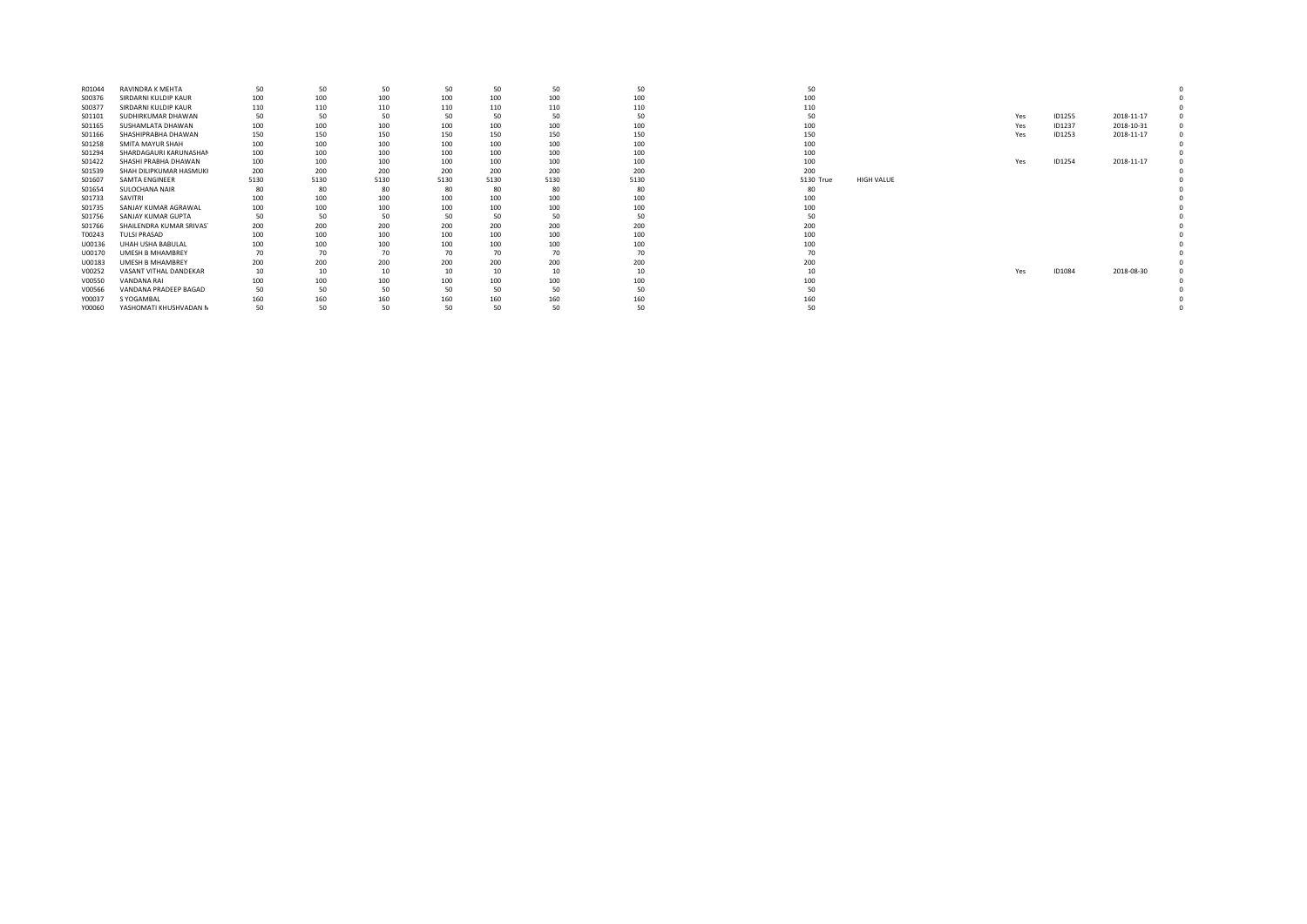| | | | | | | | | | | | | | | | |
|---|---|---|---|---|---|---|---|---|---|---|---|---|---|---|---|
| R01044 | RAVINDRA K MEHTA | 50 | 50 | 50 | 50 | 50 | 50 | 50 | 50 | | | | | | 0 |
| S00376 | SIRDARNI KULDIP KAUR | 100 | 100 | 100 | 100 | 100 | 100 | 100 | 100 | | | | | | 0 |
| S00377 | SIRDARNI KULDIP KAUR | 110 | 110 | 110 | 110 | 110 | 110 | 110 | 110 | | | | | | 0 |
| S01101 | SUDHIRKUMAR DHAWAN | 50 | 50 | 50 | 50 | 50 | 50 | 50 | 50 | | | Yes | ID1255 | 2018-11-17 | 0 |
| S01165 | SUSHAMLATA DHAWAN | 100 | 100 | 100 | 100 | 100 | 100 | 100 | 100 | | | Yes | ID1237 | 2018-10-31 | 0 |
| S01166 | SHASHIPRABHA DHAWAN | 150 | 150 | 150 | 150 | 150 | 150 | 150 | 150 | | | Yes | ID1253 | 2018-11-17 | 0 |
| S01258 | SMITA MAYUR SHAH | 100 | 100 | 100 | 100 | 100 | 100 | 100 | 100 | | | | | | 0 |
| S01294 | SHARDAGAURI KARUNASHAN | 100 | 100 | 100 | 100 | 100 | 100 | 100 | 100 | | | | | | 0 |
| S01422 | SHASHI PRABHA DHAWAN | 100 | 100 | 100 | 100 | 100 | 100 | 100 | 100 | | | Yes | ID1254 | 2018-11-17 | 0 |
| S01539 | SHAH DILIPKUMAR HASMUKI | 200 | 200 | 200 | 200 | 200 | 200 | 200 | 200 | | | | | | 0 |
| S01607 | SAMTA ENGINEER | 5130 | 5130 | 5130 | 5130 | 5130 | 5130 | 5130 | 5130 | True | HIGH VALUE | | | | 0 |
| S01654 | SULOCHANA NAIR | 80 | 80 | 80 | 80 | 80 | 80 | 80 | 80 | | | | | | 0 |
| S01733 | SAVITRI | 100 | 100 | 100 | 100 | 100 | 100 | 100 | 100 | | | | | | 0 |
| S01735 | SANJAY KUMAR AGRAWAL | 100 | 100 | 100 | 100 | 100 | 100 | 100 | 100 | | | | | | 0 |
| S01756 | SANJAY KUMAR GUPTA | 50 | 50 | 50 | 50 | 50 | 50 | 50 | 50 | | | | | | 0 |
| S01766 | SHAILENDRA KUMAR SRIVAS | 200 | 200 | 200 | 200 | 200 | 200 | 200 | 200 | | | | | | 0 |
| T00243 | TULSI PRASAD | 100 | 100 | 100 | 100 | 100 | 100 | 100 | 100 | | | | | | 0 |
| U00136 | UHAH USHA BABULAL | 100 | 100 | 100 | 100 | 100 | 100 | 100 | 100 | | | | | | 0 |
| U00170 | UMESH B MHAMBREY | 70 | 70 | 70 | 70 | 70 | 70 | 70 | 70 | | | | | | 0 |
| U00183 | UMESH B MHAMBREY | 200 | 200 | 200 | 200 | 200 | 200 | 200 | 200 | | | | | | 0 |
| V00252 | VASANT VITHAL DANDEKAR | 10 | 10 | 10 | 10 | 10 | 10 | 10 | 10 | | | Yes | ID1084 | 2018-08-30 | 0 |
| V00550 | VANDANA RAI | 100 | 100 | 100 | 100 | 100 | 100 | 100 | 100 | | | | | | 0 |
| V00566 | VANDANA PRADEEP BAGAD | 50 | 50 | 50 | 50 | 50 | 50 | 50 | 50 | | | | | | 0 |
| Y00037 | S YOGAMBAL | 160 | 160 | 160 | 160 | 160 | 160 | 160 | 160 | | | | | | 0 |
| Y00060 | YASHOMATI KHUSHVADAN M | 50 | 50 | 50 | 50 | 50 | 50 | 50 | 50 | | | | | | 0 |